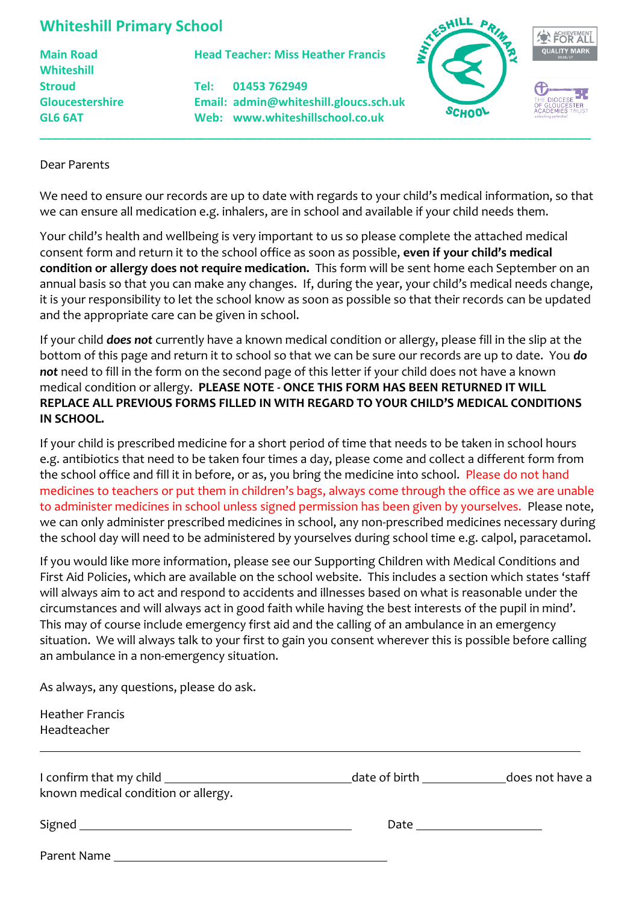# Whiteshill Primary School

Main Road
Whiteshill
Stroud
Gloucestershire
GL6 6AT

Head Teacher: Miss Heather Francis

Tel: 01453 762949
Email: admin@whiteshill.gloucs.sch.uk
Web: www.whiteshillschool.co.uk

---

Dear Parents

We need to ensure our records are up to date with regards to your child's medical information, so that we can ensure all medication e.g. inhalers, are in school and available if your child needs them.

Your child's health and wellbeing is very important to us so please complete the attached medical consent form and return it to the school office as soon as possible, **even if your child's medical condition or allergy does not require medication.** This form will be sent home each September on an annual basis so that you can make any changes. If, during the year, your child's medical needs change, it is your responsibility to let the school know as soon as possible so that their records can be updated and the appropriate care can be given in school.

If your child ***does not*** currently have a known medical condition or allergy, please fill in the slip at the bottom of this page and return it to school so that we can be sure our records are up to date. You ***do not*** need to fill in the form on the second page of this letter if your child does not have a known medical condition or allergy. **PLEASE NOTE - ONCE THIS FORM HAS BEEN RETURNED IT WILL REPLACE ALL PREVIOUS FORMS FILLED IN WITH REGARD TO YOUR CHILD'S MEDICAL CONDITIONS IN SCHOOL.**

If your child is prescribed medicine for a short period of time that needs to be taken in school hours e.g. antibiotics that need to be taken four times a day, please come and collect a different form from the school office and fill it in before, or as, you bring the medicine into school. Please do not hand medicines to teachers or put them in children's bags, always come through the office as we are unable to administer medicines in school unless signed permission has been given by yourselves. Please note, we can only administer prescribed medicines in school, any non-prescribed medicines necessary during the school day will need to be administered by yourselves during school time e.g. calpol, paracetamol.

If you would like more information, please see our Supporting Children with Medical Conditions and First Aid Policies, which are available on the school website. This includes a section which states 'staff will always aim to act and respond to accidents and illnesses based on what is reasonable under the circumstances and will always act in good faith while having the best interests of the pupil in mind'. This may of course include emergency first aid and the calling of an ambulance in an emergency situation. We will always talk to your first to gain you consent wherever this is possible before calling an ambulance in a non-emergency situation.

As always, any questions, please do ask.

Heather Francis
Headteacher

---

I confirm that my child ______________________________ date of birth _____________ does not have a known medical condition or allergy.

Signed ____________________________________________ Date ____________________

Parent Name ____________________________________________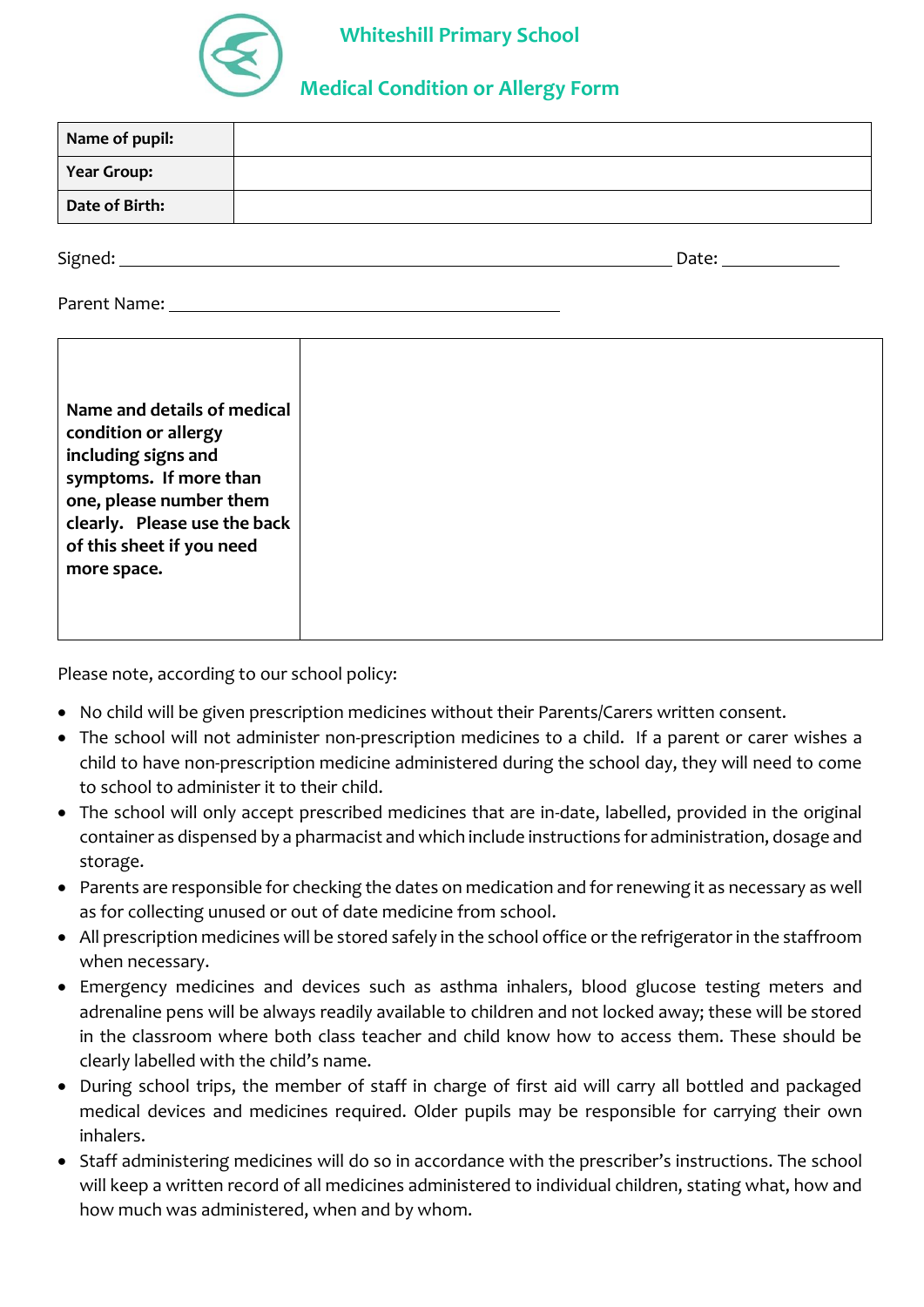# Whiteshill Primary School

## Medical Condition or Allergy Form

| | |
|---|---|
| **Name of pupil:** | |
| **Year Group:** | |
| **Date of Birth:** | |

Signed: ______________________________________________ Date: __________

Parent Name: ________________________________

| | |
|---|---|
| **Name and details of medical condition or allergy including signs and symptoms. If more than one, please number them clearly. Please use the back of this sheet if you need more space.** | |

Please note, according to our school policy:

- No child will be given prescription medicines without their Parents/Carers written consent.
- The school will not administer non-prescription medicines to a child. If a parent or carer wishes a child to have non-prescription medicine administered during the school day, they will need to come to school to administer it to their child.
- The school will only accept prescribed medicines that are in-date, labelled, provided in the original container as dispensed by a pharmacist and which include instructions for administration, dosage and storage.
- Parents are responsible for checking the dates on medication and for renewing it as necessary as well as for collecting unused or out of date medicine from school.
- All prescription medicines will be stored safely in the school office or the refrigerator in the staffroom when necessary.
- Emergency medicines and devices such as asthma inhalers, blood glucose testing meters and adrenaline pens will be always readily available to children and not locked away; these will be stored in the classroom where both class teacher and child know how to access them. These should be clearly labelled with the child's name.
- During school trips, the member of staff in charge of first aid will carry all bottled and packaged medical devices and medicines required. Older pupils may be responsible for carrying their own inhalers.
- Staff administering medicines will do so in accordance with the prescriber's instructions. The school will keep a written record of all medicines administered to individual children, stating what, how and how much was administered, when and by whom.